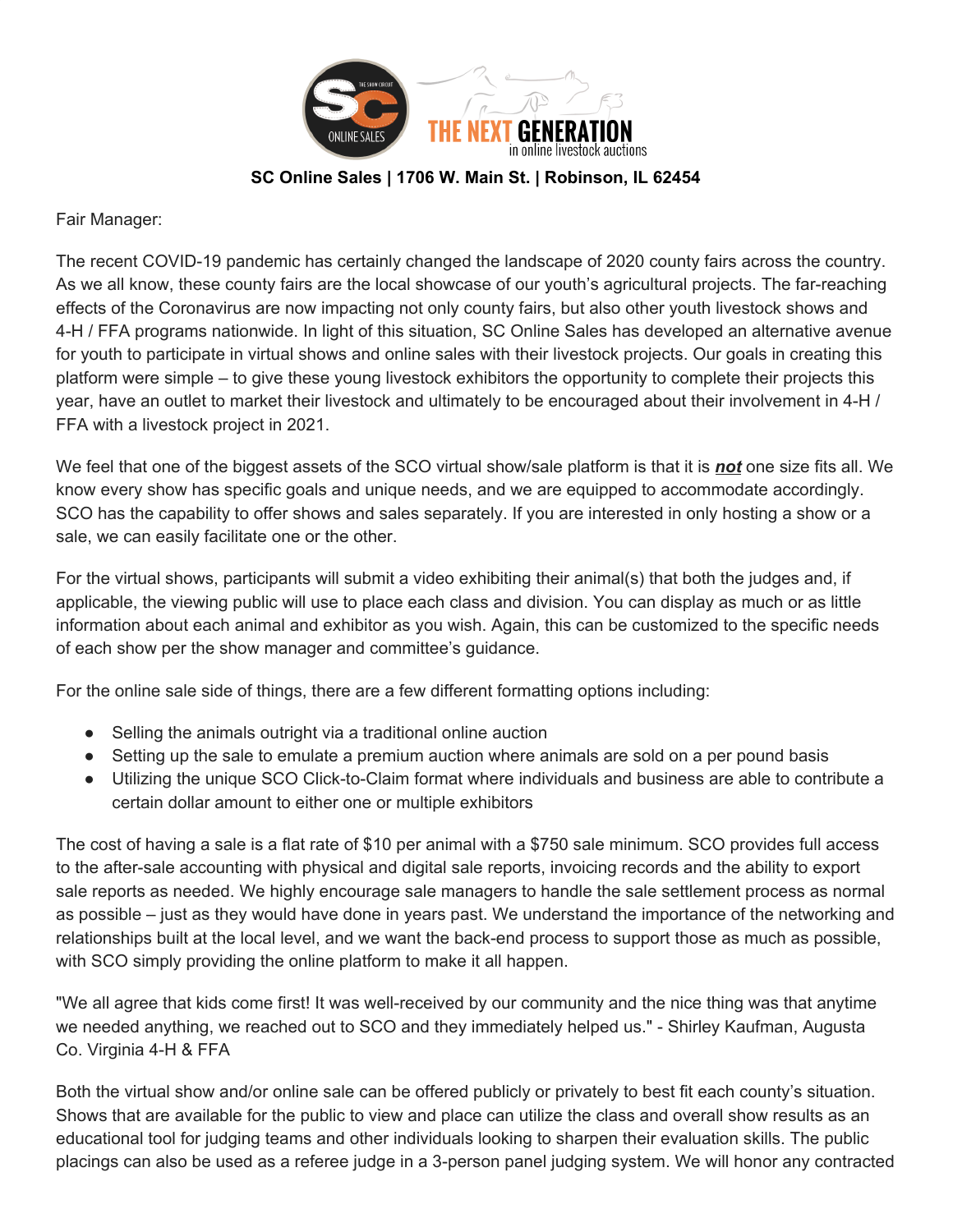THE NEXT GENERATION in online livestock auctions

**SC Online Sales | 1706 W. Main St. | Robinson, IL 62454**

Fair Manager:

The recent COVID-19 pandemic has certainly changed the landscape of 2020 county fairs across the country. As we all know, these county fairs are the local showcase of our youth's agricultural projects. The far-reaching effects of the Coronavirus are now impacting not only county fairs, but also other youth livestock shows and 4-H / FFA programs nationwide. In light of this situation, SC Online Sales has developed an alternative avenue for youth to participate in virtual shows and online sales with their livestock projects. Our goals in creating this platform were simple – to give these young livestock exhibitors the opportunity to complete their projects this year, have an outlet to market their livestock and ultimately to be encouraged about their involvement in 4-H / FFA with a livestock project in 2021.

We feel that one of the biggest assets of the SCO virtual show/sale platform is that it is ***not*** one size fits all. We know every show has specific goals and unique needs, and we are equipped to accommodate accordingly. SCO has the capability to offer shows and sales separately. If you are interested in only hosting a show or a sale, we can easily facilitate one or the other.

For the virtual shows, participants will submit a video exhibiting their animal(s) that both the judges and, if applicable, the viewing public will use to place each class and division. You can display as much or as little information about each animal and exhibitor as you wish. Again, this can be customized to the specific needs of each show per the show manager and committee's guidance.

For the online sale side of things, there are a few different formatting options including:

- Selling the animals outright via a traditional online auction
- Setting up the sale to emulate a premium auction where animals are sold on a per pound basis
- Utilizing the unique SCO Click-to-Claim format where individuals and business are able to contribute a certain dollar amount to either one or multiple exhibitors

The cost of having a sale is a flat rate of $10 per animal with a $750 sale minimum. SCO provides full access to the after-sale accounting with physical and digital sale reports, invoicing records and the ability to export sale reports as needed. We highly encourage sale managers to handle the sale settlement process as normal as possible – just as they would have done in years past. We understand the importance of the networking and relationships built at the local level, and we want the back-end process to support those as much as possible, with SCO simply providing the online platform to make it all happen.

"We all agree that kids come first! It was well-received by our community and the nice thing was that anytime we needed anything, we reached out to SCO and they immediately helped us." - Shirley Kaufman, Augusta Co. Virginia 4-H & FFA

Both the virtual show and/or online sale can be offered publicly or privately to best fit each county's situation. Shows that are available for the public to view and place can utilize the class and overall show results as an educational tool for judging teams and other individuals looking to sharpen their evaluation skills. The public placings can also be used as a referee judge in a 3-person panel judging system. We will honor any contracted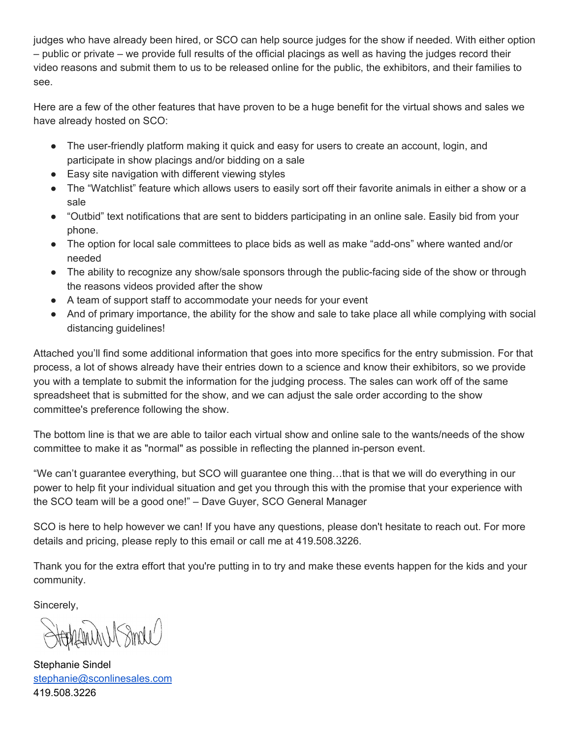judges who have already been hired, or SCO can help source judges for the show if needed. With either option – public or private – we provide full results of the official placings as well as having the judges record their video reasons and submit them to us to be released online for the public, the exhibitors, and their families to see.

Here are a few of the other features that have proven to be a huge benefit for the virtual shows and sales we have already hosted on SCO:

- The user-friendly platform making it quick and easy for users to create an account, login, and participate in show placings and/or bidding on a sale
- Easy site navigation with different viewing styles
- The "Watchlist" feature which allows users to easily sort off their favorite animals in either a show or a sale
- "Outbid" text notifications that are sent to bidders participating in an online sale. Easily bid from your phone.
- The option for local sale committees to place bids as well as make "add-ons" where wanted and/or needed
- The ability to recognize any show/sale sponsors through the public-facing side of the show or through the reasons videos provided after the show
- A team of support staff to accommodate your needs for your event
- And of primary importance, the ability for the show and sale to take place all while complying with social distancing guidelines!

Attached you'll find some additional information that goes into more specifics for the entry submission. For that process, a lot of shows already have their entries down to a science and know their exhibitors, so we provide you with a template to submit the information for the judging process. The sales can work off of the same spreadsheet that is submitted for the show, and we can adjust the sale order according to the show committee's preference following the show.

The bottom line is that we are able to tailor each virtual show and online sale to the wants/needs of the show committee to make it as "normal" as possible in reflecting the planned in-person event.

"We can't guarantee everything, but SCO will guarantee one thing…that is that we will do everything in our power to help fit your individual situation and get you through this with the promise that your experience with the SCO team will be a good one!" – Dave Guyer, SCO General Manager

SCO is here to help however we can! If you have any questions, please don't hesitate to reach out. For more details and pricing, please reply to this email or call me at 419.508.3226.

Thank you for the extra effort that you're putting in to try and make these events happen for the kids and your community.

Sincerely,

Stephanie Sindel
[stephanie@sconlinesales.com](mailto:stephanie@sconlinesales.com)
419.508.3226